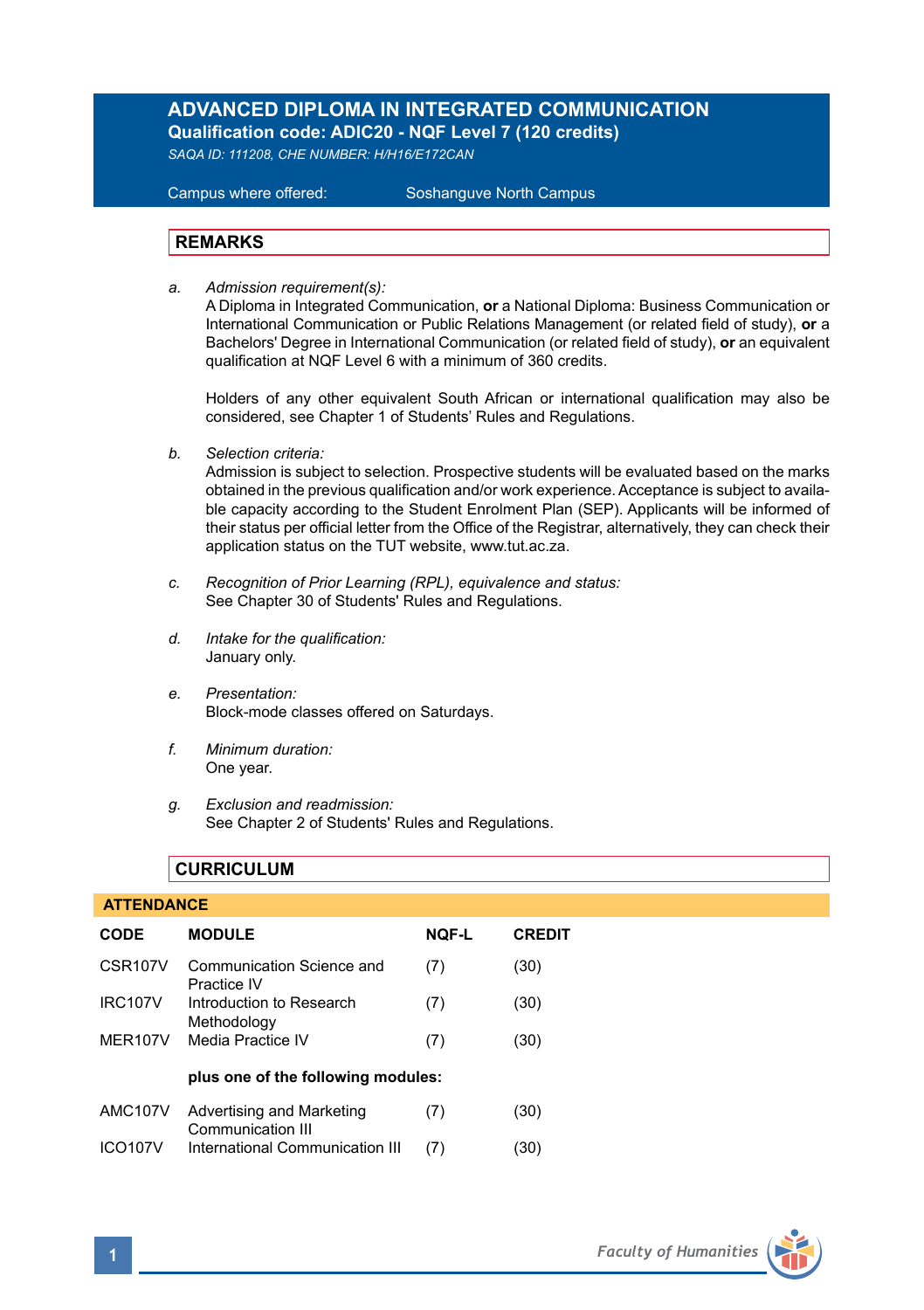# ADVANCED DIPLOMA IN INTEGRATED COMMUNICATION

**Qualification code: ADIC20 - NQF Level 7 (120 credits)**

*SAQA ID: 111208, CHE NUMBER: H/H16/E172CAN*

Campus where offered: Soshanguve North Campus

## REMARKS

a. *Admission requirement(s):*
A Diploma in Integrated Communication, **or** a National Diploma: Business Communication or International Communication or Public Relations Management (or related field of study), **or** a Bachelors' Degree in International Communication (or related field of study), **or** an equivalent qualification at NQF Level 6 with a minimum of 360 credits.

Holders of any other equivalent South African or international qualification may also be considered, see Chapter 1 of Students' Rules and Regulations.

b. *Selection criteria:*
Admission is subject to selection. Prospective students will be evaluated based on the marks obtained in the previous qualification and/or work experience. Acceptance is subject to available capacity according to the Student Enrolment Plan (SEP). Applicants will be informed of their status per official letter from the Office of the Registrar, alternatively, they can check their application status on the TUT website, www.tut.ac.za.

c. *Recognition of Prior Learning (RPL), equivalence and status:*
See Chapter 30 of Students' Rules and Regulations.

d. *Intake for the qualification:*
January only.

e. *Presentation:*
Block-mode classes offered on Saturdays.

f. *Minimum duration:*
One year.

g. *Exclusion and readmission:*
See Chapter 2 of Students' Rules and Regulations.

## CURRICULUM

### ATTENDANCE

| CODE | MODULE | NQF-L | CREDIT |
|---|---|---|---|
| CSR107V | Communication Science and Practice IV | (7) | (30) |
| IRC107V | Introduction to Research Methodology | (7) | (30) |
| MER107V | Media Practice IV | (7) | (30) |
| | **plus one of the following modules:** | | |
| AMC107V | Advertising and Marketing Communication III | (7) | (30) |
| ICO107V | International Communication III | (7) | (30) |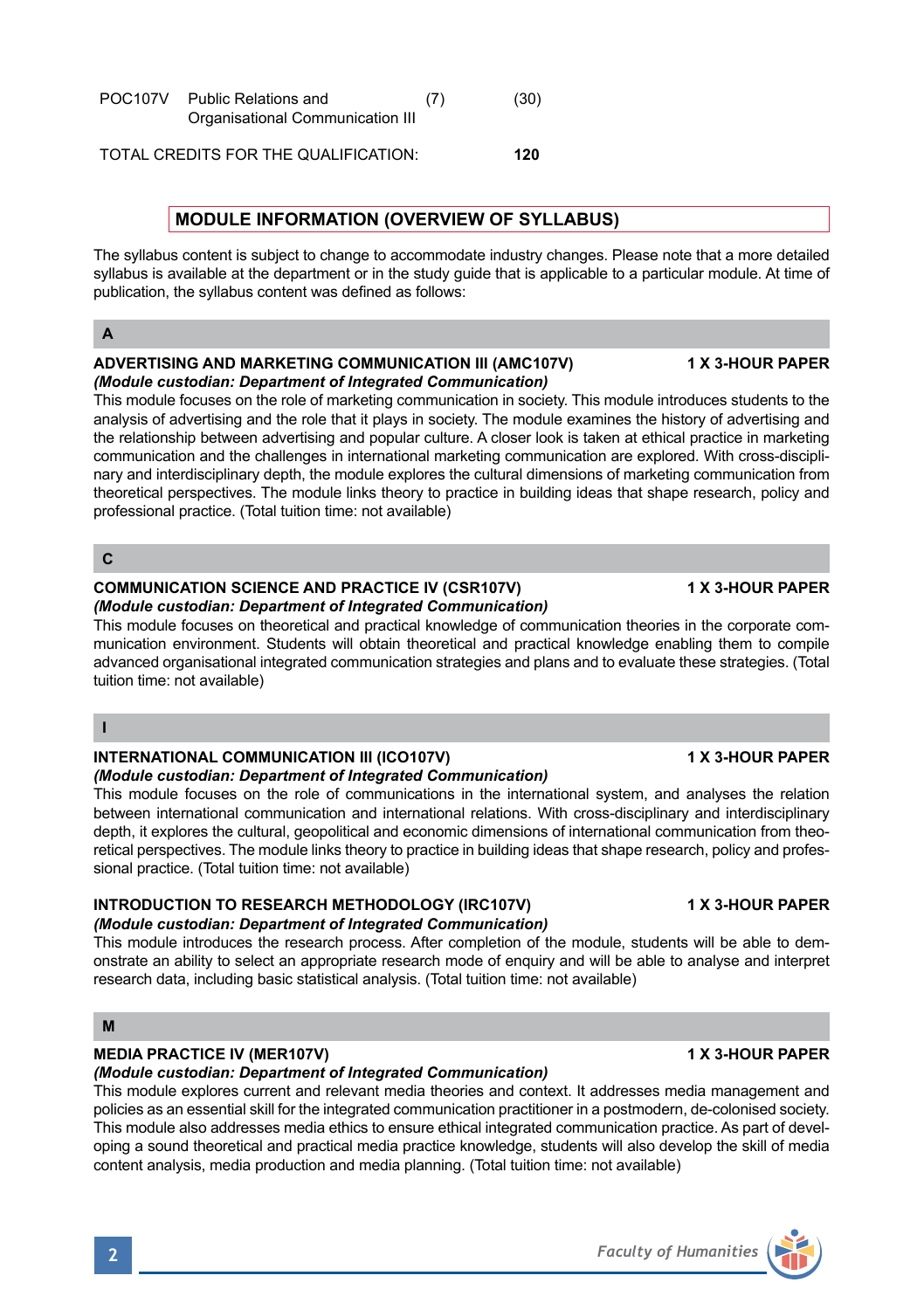| | | | |
|---|---|---|---|
| POC107V | Public Relations and Organisational Communication III | (7) | (30) |

TOTAL CREDITS FOR THE QUALIFICATION: **120**

## MODULE INFORMATION (OVERVIEW OF SYLLABUS)

The syllabus content is subject to change to accommodate industry changes. Please note that a more detailed syllabus is available at the department or in the study guide that is applicable to a particular module. At time of publication, the syllabus content was defined as follows:

### A

**ADVERTISING AND MARKETING COMMUNICATION III (AMC107V)** **1 X 3-HOUR PAPER**
***(Module custodian: Department of Integrated Communication)***
This module focuses on the role of marketing communication in society. This module introduces students to the analysis of advertising and the role that it plays in society. The module examines the history of advertising and the relationship between advertising and popular culture. A closer look is taken at ethical practice in marketing communication and the challenges in international marketing communication are explored. With cross-disciplinary and interdisciplinary depth, the module explores the cultural dimensions of marketing communication from theoretical perspectives. The module links theory to practice in building ideas that shape research, policy and professional practice. (Total tuition time: not available)

### C

**COMMUNICATION SCIENCE AND PRACTICE IV (CSR107V)** **1 X 3-HOUR PAPER**
***(Module custodian: Department of Integrated Communication)***
This module focuses on theoretical and practical knowledge of communication theories in the corporate communication environment. Students will obtain theoretical and practical knowledge enabling them to compile advanced organisational integrated communication strategies and plans and to evaluate these strategies. (Total tuition time: not available)

### I

**INTERNATIONAL COMMUNICATION III (ICO107V)** **1 X 3-HOUR PAPER**
***(Module custodian: Department of Integrated Communication)***
This module focuses on the role of communications in the international system, and analyses the relation between international communication and international relations. With cross-disciplinary and interdisciplinary depth, it explores the cultural, geopolitical and economic dimensions of international communication from theoretical perspectives. The module links theory to practice in building ideas that shape research, policy and professional practice. (Total tuition time: not available)

**INTRODUCTION TO RESEARCH METHODOLOGY (IRC107V)** **1 X 3-HOUR PAPER**
***(Module custodian: Department of Integrated Communication)***
This module introduces the research process. After completion of the module, students will be able to demonstrate an ability to select an appropriate research mode of enquiry and will be able to analyse and interpret research data, including basic statistical analysis. (Total tuition time: not available)

### M

**MEDIA PRACTICE IV (MER107V)** **1 X 3-HOUR PAPER**
***(Module custodian: Department of Integrated Communication)***
This module explores current and relevant media theories and context. It addresses media management and policies as an essential skill for the integrated communication practitioner in a postmodern, de-colonised society. This module also addresses media ethics to ensure ethical integrated communication practice. As part of developing a sound theoretical and practical media practice knowledge, students will also develop the skill of media content analysis, media production and media planning. (Total tuition time: not available)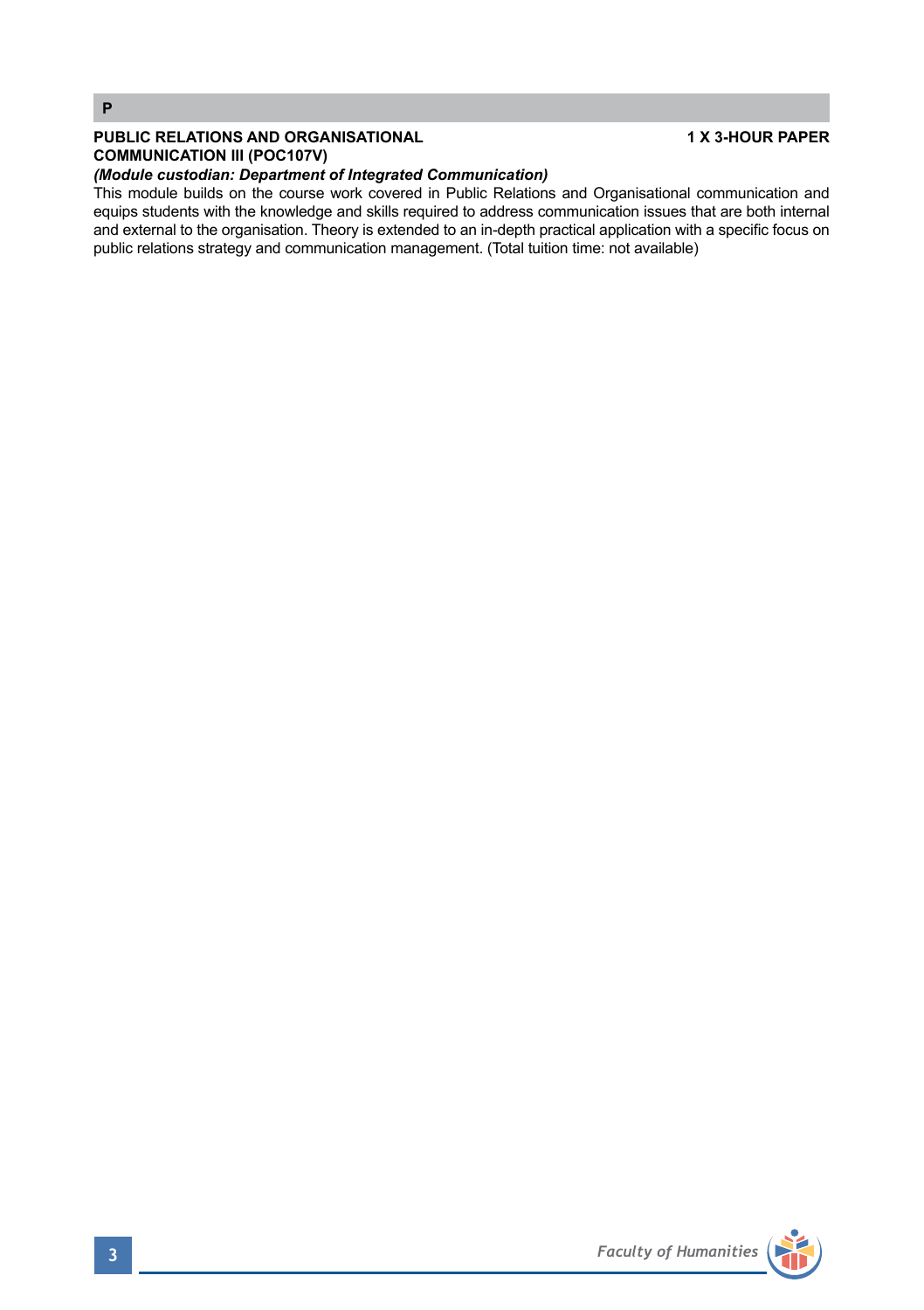**P**

**PUBLIC RELATIONS AND ORGANISATIONAL COMMUNICATION III (POC107V)** **1 X 3-HOUR PAPER**

***(Module custodian: Department of Integrated Communication)***

This module builds on the course work covered in Public Relations and Organisational communication and equips students with the knowledge and skills required to address communication issues that are both internal and external to the organisation. Theory is extended to an in-depth practical application with a specific focus on public relations strategy and communication management. (Total tuition time: not available)